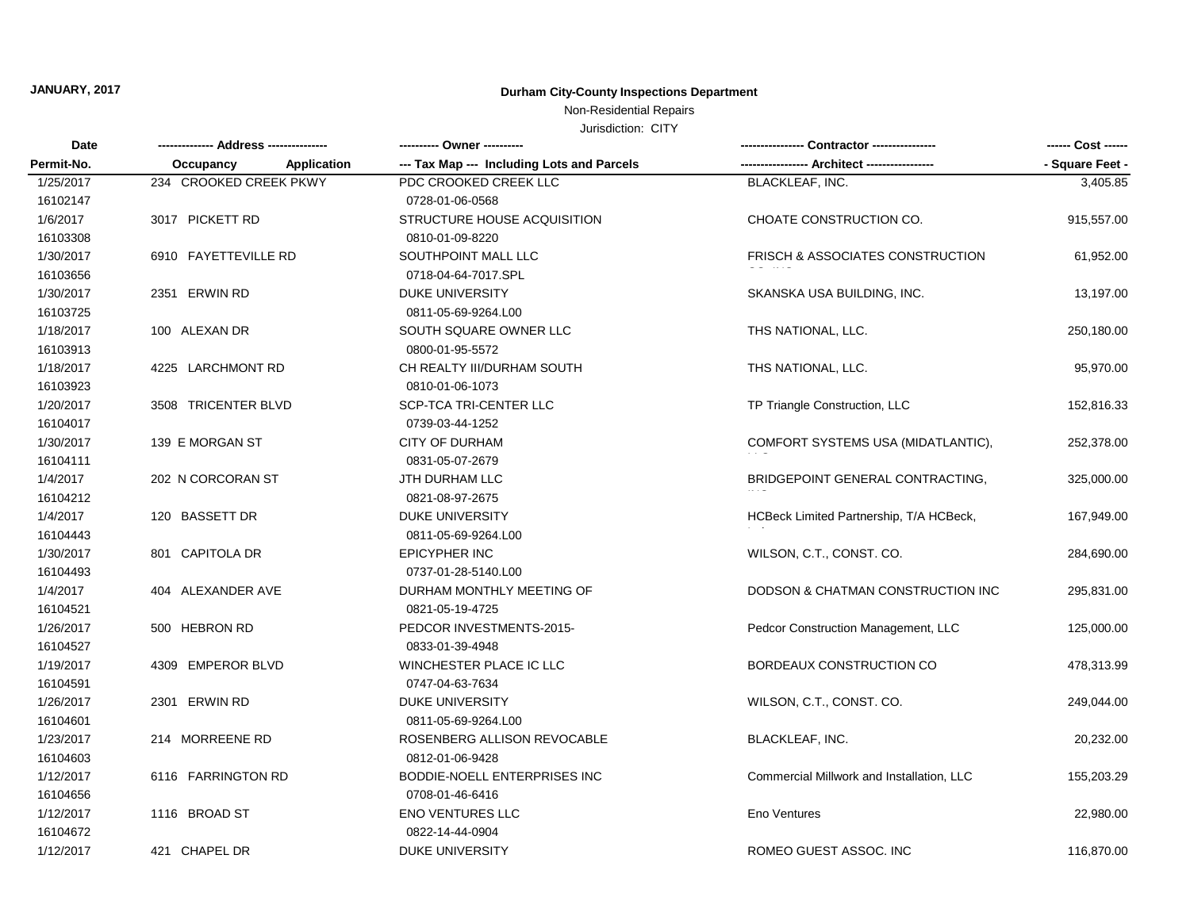**JANUARY, 2017**

## Durham City-County Inspections Department

Non-Residential Repairs

Jurisdiction: CITY

| Date<br>Permit-No. | Address<br>Occupancy Application | Owner<br>Tax Map --- Including Lots and Parcels | Contractor<br>Architect | Cost<br>Square Feet |
|---|---|---|---|---|
| 1/25/2017<br>16102147 | 234 CROOKED CREEK PKWY | PDC CROOKED CREEK LLC<br>0728-01-06-0568 | BLACKLEAF, INC. | 3,405.85 |
| 1/6/2017<br>16103308 | 3017 PICKETT RD | STRUCTURE HOUSE ACQUISITION<br>0810-01-09-8220 | CHOATE CONSTRUCTION CO. | 915,557.00 |
| 1/30/2017<br>16103656 | 6910 FAYETTEVILLE RD | SOUTHPOINT MALL LLC<br>0718-04-64-7017.SPL | FRISCH & ASSOCIATES CONSTRUCTION | 61,952.00 |
| 1/30/2017<br>16103725 | 2351 ERWIN RD | DUKE UNIVERSITY<br>0811-05-69-9264.L00 | SKANSKA USA BUILDING, INC. | 13,197.00 |
| 1/18/2017<br>16103913 | 100 ALEXAN DR | SOUTH SQUARE OWNER LLC<br>0800-01-95-5572 | THS NATIONAL, LLC. | 250,180.00 |
| 1/18/2017<br>16103923 | 4225 LARCHMONT RD | CH REALTY III/DURHAM SOUTH<br>0810-01-06-1073 | THS NATIONAL, LLC. | 95,970.00 |
| 1/20/2017<br>16104017 | 3508 TRICENTER BLVD | SCP-TCA TRI-CENTER LLC<br>0739-03-44-1252 | TP Triangle Construction, LLC | 152,816.33 |
| 1/30/2017<br>16104111 | 139 E MORGAN ST | CITY OF DURHAM<br>0831-05-07-2679 | COMFORT SYSTEMS USA (MIDATLANTIC), | 252,378.00 |
| 1/4/2017<br>16104212 | 202 N CORCORAN ST | JTH DURHAM LLC<br>0821-08-97-2675 | BRIDGEPOINT GENERAL CONTRACTING, | 325,000.00 |
| 1/4/2017<br>16104443 | 120 BASSETT DR | DUKE UNIVERSITY<br>0811-05-69-9264.L00 | HCBeck Limited Partnership, T/A HCBeck, | 167,949.00 |
| 1/30/2017<br>16104493 | 801 CAPITOLA DR | EPICYPHER INC<br>0737-01-28-5140.L00 | WILSON, C.T., CONST. CO. | 284,690.00 |
| 1/4/2017<br>16104521 | 404 ALEXANDER AVE | DURHAM MONTHLY MEETING OF<br>0821-05-19-4725 | DODSON & CHATMAN CONSTRUCTION INC | 295,831.00 |
| 1/26/2017<br>16104527 | 500 HEBRON RD | PEDCOR INVESTMENTS-2015-<br>0833-01-39-4948 | Pedcor Construction Management, LLC | 125,000.00 |
| 1/19/2017<br>16104591 | 4309 EMPEROR BLVD | WINCHESTER PLACE IC LLC<br>0747-04-63-7634 | BORDEAUX CONSTRUCTION CO | 478,313.99 |
| 1/26/2017<br>16104601 | 2301 ERWIN RD | DUKE UNIVERSITY<br>0811-05-69-9264.L00 | WILSON, C.T., CONST. CO. | 249,044.00 |
| 1/23/2017<br>16104603 | 214 MORREENE RD | ROSENBERG ALLISON REVOCABLE<br>0812-01-06-9428 | BLACKLEAF, INC. | 20,232.00 |
| 1/12/2017<br>16104656 | 6116 FARRINGTON RD | BODDIE-NOELL ENTERPRISES INC<br>0708-01-46-6416 | Commercial Millwork and Installation, LLC | 155,203.29 |
| 1/12/2017<br>16104672 | 1116 BROAD ST | ENO VENTURES LLC<br>0822-14-44-0904 | Eno Ventures | 22,980.00 |
| 1/12/2017 | 421 CHAPEL DR | DUKE UNIVERSITY | ROMEO GUEST ASSOC. INC | 116,870.00 |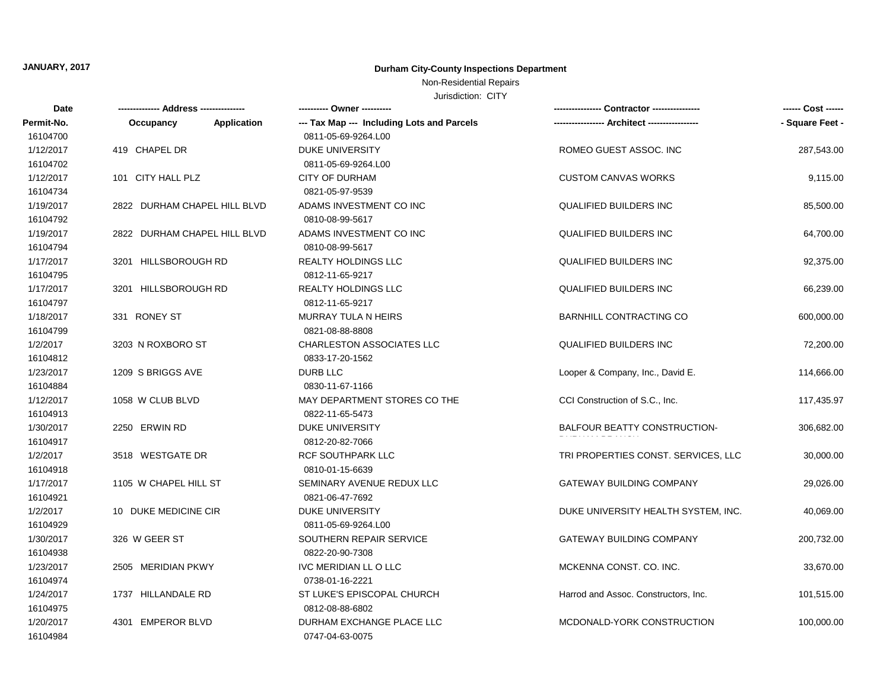**JANUARY, 2017**

**Durham City-County Inspections Department**

Non-Residential Repairs

Jurisdiction: CITY

| Date / Permit-No. | Address (Occupancy / Application) | Owner / Tax Map (Including Lots and Parcels) | Contractor / Architect | Cost / Square Feet |
|---|---|---|---|---|
| 16104700 | | 0811-05-69-9264.L00 | | |
| 1/12/2017 | 419 CHAPEL DR | DUKE UNIVERSITY | ROMEO GUEST ASSOC. INC | 287,543.00 |
| 16104702 | | 0811-05-69-9264.L00 | | |
| 1/12/2017 | 101 CITY HALL PLZ | CITY OF DURHAM | CUSTOM CANVAS WORKS | 9,115.00 |
| 16104734 | | 0821-05-97-9539 | | |
| 1/19/2017 | 2822 DURHAM CHAPEL HILL BLVD | ADAMS INVESTMENT CO INC | QUALIFIED BUILDERS INC | 85,500.00 |
| 16104792 | | 0810-08-99-5617 | | |
| 1/19/2017 | 2822 DURHAM CHAPEL HILL BLVD | ADAMS INVESTMENT CO INC | QUALIFIED BUILDERS INC | 64,700.00 |
| 16104794 | | 0810-08-99-5617 | | |
| 1/17/2017 | 3201 HILLSBOROUGH RD | REALTY HOLDINGS LLC | QUALIFIED BUILDERS INC | 92,375.00 |
| 16104795 | | 0812-11-65-9217 | | |
| 1/17/2017 | 3201 HILLSBOROUGH RD | REALTY HOLDINGS LLC | QUALIFIED BUILDERS INC | 66,239.00 |
| 16104797 | | 0812-11-65-9217 | | |
| 1/18/2017 | 331 RONEY ST | MURRAY TULA N HEIRS | BARNHILL CONTRACTING CO | 600,000.00 |
| 16104799 | | 0821-08-88-8808 | | |
| 1/2/2017 | 3203 N ROXBORO ST | CHARLESTON ASSOCIATES LLC | QUALIFIED BUILDERS INC | 72,200.00 |
| 16104812 | | 0833-17-20-1562 | | |
| 1/23/2017 | 1209 S BRIGGS AVE | DURB LLC | Looper & Company, Inc., David E. | 114,666.00 |
| 16104884 | | 0830-11-67-1166 | | |
| 1/12/2017 | 1058 W CLUB BLVD | MAY DEPARTMENT STORES CO THE | CCI Construction of S.C., Inc. | 117,435.97 |
| 16104913 | | 0822-11-65-5473 | | |
| 1/30/2017 | 2250 ERWIN RD | DUKE UNIVERSITY | BALFOUR BEATTY CONSTRUCTION- | 306,682.00 |
| 16104917 | | 0812-20-82-7066 | | |
| 1/2/2017 | 3518 WESTGATE DR | RCF SOUTHPARK LLC | TRI PROPERTIES CONST. SERVICES, LLC | 30,000.00 |
| 16104918 | | 0810-01-15-6639 | | |
| 1/17/2017 | 1105 W CHAPEL HILL ST | SEMINARY AVENUE REDUX LLC | GATEWAY BUILDING COMPANY | 29,026.00 |
| 16104921 | | 0821-06-47-7692 | | |
| 1/2/2017 | 10 DUKE MEDICINE CIR | DUKE UNIVERSITY | DUKE UNIVERSITY HEALTH SYSTEM, INC. | 40,069.00 |
| 16104929 | | 0811-05-69-9264.L00 | | |
| 1/30/2017 | 326 W GEER ST | SOUTHERN REPAIR SERVICE | GATEWAY BUILDING COMPANY | 200,732.00 |
| 16104938 | | 0822-20-90-7308 | | |
| 1/23/2017 | 2505 MERIDIAN PKWY | IVC MERIDIAN LL O LLC | MCKENNA CONST. CO. INC. | 33,670.00 |
| 16104974 | | 0738-01-16-2221 | | |
| 1/24/2017 | 1737 HILLANDALE RD | ST LUKE'S EPISCOPAL CHURCH | Harrod and Assoc. Constructors, Inc. | 101,515.00 |
| 16104975 | | 0812-08-88-6802 | | |
| 1/20/2017 | 4301 EMPEROR BLVD | DURHAM EXCHANGE PLACE LLC | MCDONALD-YORK CONSTRUCTION | 100,000.00 |
| 16104984 | | 0747-04-63-0075 | | |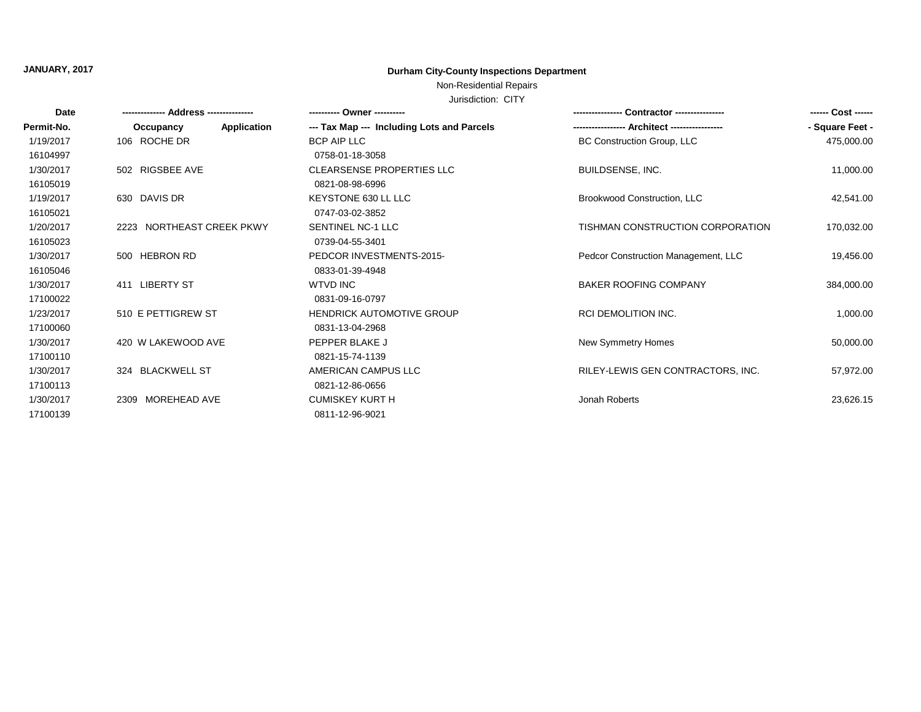**JANUARY, 2017**

**Durham City-County Inspections Department**

Non-Residential Repairs

Jurisdiction: CITY

| Date<br>Permit-No. | ------------- Address --------------<br>Occupancy Application | ---------- Owner ----------<br>--- Tax Map --- Including Lots and Parcels | ---------------- Contractor ----------------<br>----------------- Architect ----------------- | ------ Cost ------<br>- Square Feet - |
|---|---|---|---|---|
| 1/19/2017<br>16104997 | 106 ROCHE DR | BCP AIP LLC<br>0758-01-18-3058 | BC Construction Group, LLC | 475,000.00 |
| 1/30/2017<br>16105019 | 502 RIGSBEE AVE | CLEARSENSE PROPERTIES LLC<br>0821-08-98-6996 | BUILDSENSE, INC. | 11,000.00 |
| 1/19/2017<br>16105021 | 630 DAVIS DR | KEYSTONE 630 LL LLC<br>0747-03-02-3852 | Brookwood Construction, LLC | 42,541.00 |
| 1/20/2017<br>16105023 | 2223 NORTHEAST CREEK PKWY | SENTINEL NC-1 LLC<br>0739-04-55-3401 | TISHMAN CONSTRUCTION CORPORATION | 170,032.00 |
| 1/30/2017<br>16105046 | 500 HEBRON RD | PEDCOR INVESTMENTS-2015-<br>0833-01-39-4948 | Pedcor Construction Management, LLC | 19,456.00 |
| 1/30/2017<br>17100022 | 411 LIBERTY ST | WTVD INC<br>0831-09-16-0797 | BAKER ROOFING COMPANY | 384,000.00 |
| 1/23/2017<br>17100060 | 510 E PETTIGREW ST | HENDRICK AUTOMOTIVE GROUP<br>0831-13-04-2968 | RCI DEMOLITION INC. | 1,000.00 |
| 1/30/2017<br>17100110 | 420 W LAKEWOOD AVE | PEPPER BLAKE J<br>0821-15-74-1139 | New Symmetry Homes | 50,000.00 |
| 1/30/2017<br>17100113 | 324 BLACKWELL ST | AMERICAN CAMPUS LLC<br>0821-12-86-0656 | RILEY-LEWIS GEN CONTRACTORS, INC. | 57,972.00 |
| 1/30/2017<br>17100139 | 2309 MOREHEAD AVE | CUMISKEY KURT H<br>0811-12-96-9021 | Jonah Roberts | 23,626.15 |